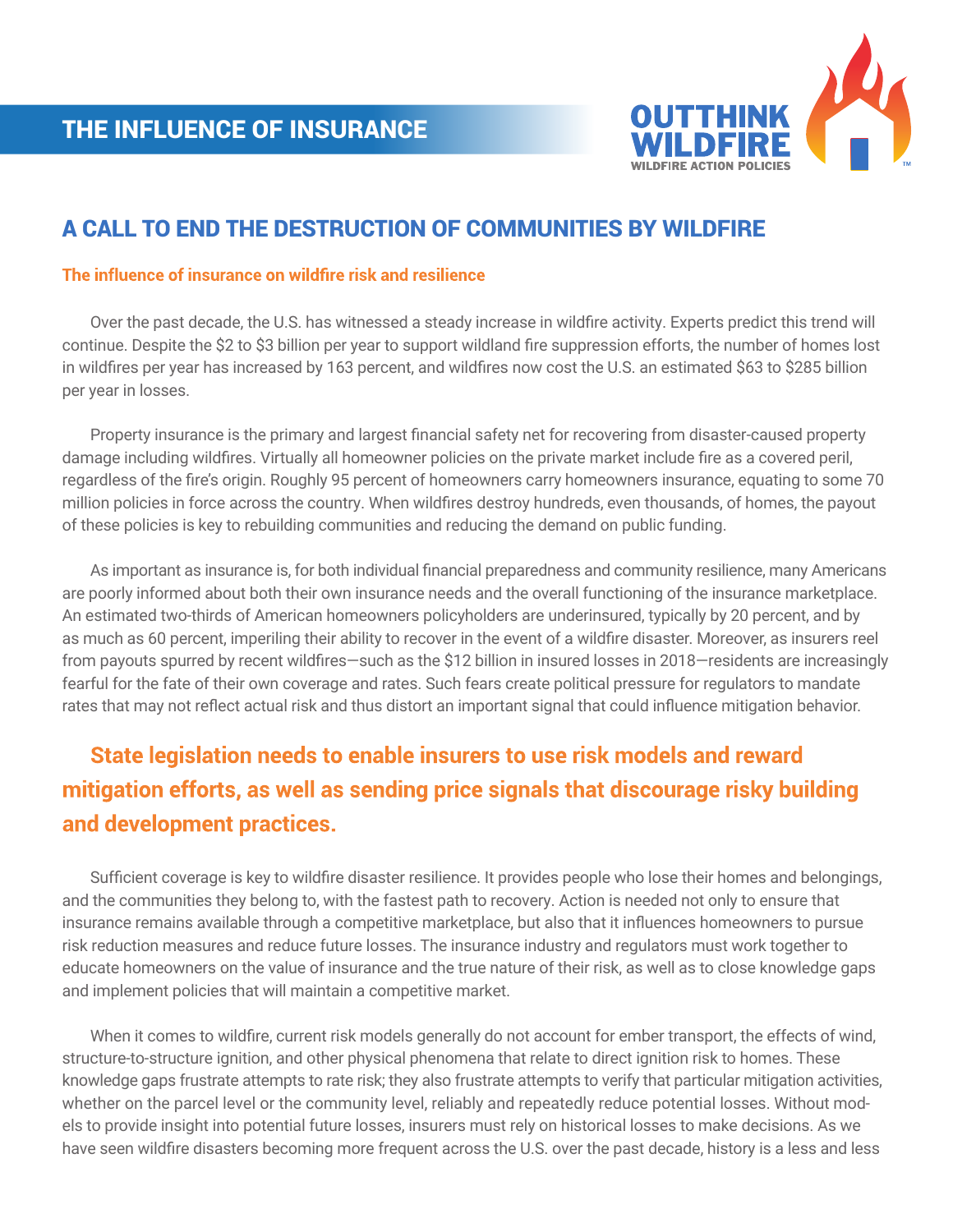# THE INFLUENCE OF INSURANCE

## A CALL TO END THE DESTRUCTION OF COMMUNITIES BY WILDFIRE

### The influence of insurance on wildfire risk and resilience

Over the past decade, the U.S. has witnessed a steady increase in wildfire activity. Experts predict this trend will continue. Despite the $2 to $3 billion per year to support wildland fire suppression efforts, the number of homes lost in wildfires per year has increased by 163 percent, and wildfires now cost the U.S. an estimated $63 to $285 billion per year in losses.

Property insurance is the primary and largest financial safety net for recovering from disaster-caused property damage including wildfires. Virtually all homeowner policies on the private market include fire as a covered peril, regardless of the fire's origin. Roughly 95 percent of homeowners carry homeowners insurance, equating to some 70 million policies in force across the country. When wildfires destroy hundreds, even thousands, of homes, the payout of these policies is key to rebuilding communities and reducing the demand on public funding.

As important as insurance is, for both individual financial preparedness and community resilience, many Americans are poorly informed about both their own insurance needs and the overall functioning of the insurance marketplace. An estimated two-thirds of American homeowners policyholders are underinsured, typically by 20 percent, and by as much as 60 percent, imperiling their ability to recover in the event of a wildfire disaster. Moreover, as insurers reel from payouts spurred by recent wildfires—such as the $12 billion in insured losses in 2018—residents are increasingly fearful for the fate of their own coverage and rates. Such fears create political pressure for regulators to mandate rates that may not reflect actual risk and thus distort an important signal that could influence mitigation behavior.

**State legislation needs to enable insurers to use risk models and reward mitigation efforts, as well as sending price signals that discourage risky building and development practices.**

Sufficient coverage is key to wildfire disaster resilience. It provides people who lose their homes and belongings, and the communities they belong to, with the fastest path to recovery. Action is needed not only to ensure that insurance remains available through a competitive marketplace, but also that it influences homeowners to pursue risk reduction measures and reduce future losses. The insurance industry and regulators must work together to educate homeowners on the value of insurance and the true nature of their risk, as well as to close knowledge gaps and implement policies that will maintain a competitive market.

When it comes to wildfire, current risk models generally do not account for ember transport, the effects of wind, structure-to-structure ignition, and other physical phenomena that relate to direct ignition risk to homes. These knowledge gaps frustrate attempts to rate risk; they also frustrate attempts to verify that particular mitigation activities, whether on the parcel level or the community level, reliably and repeatedly reduce potential losses. Without models to provide insight into potential future losses, insurers must rely on historical losses to make decisions. As we have seen wildfire disasters becoming more frequent across the U.S. over the past decade, history is a less and less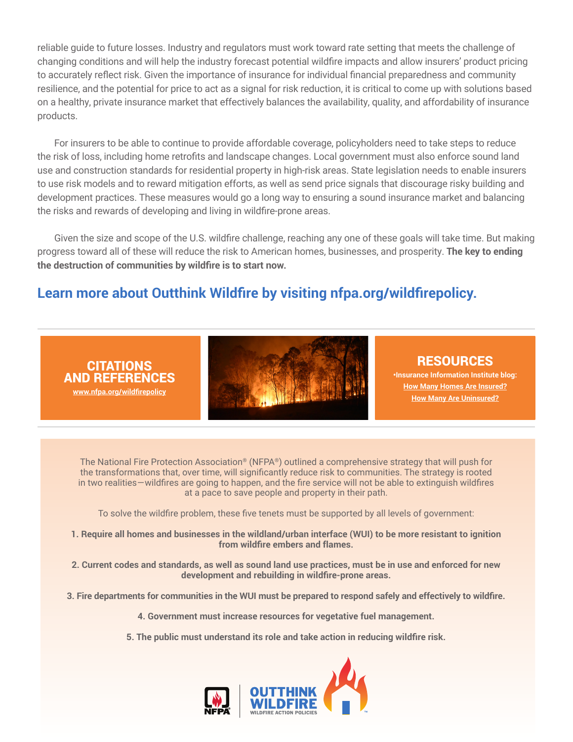reliable guide to future losses. Industry and regulators must work toward rate setting that meets the challenge of changing conditions and will help the industry forecast potential wildfire impacts and allow insurers' product pricing to accurately reflect risk. Given the importance of insurance for individual financial preparedness and community resilience, and the potential for price to act as a signal for risk reduction, it is critical to come up with solutions based on a healthy, private insurance market that effectively balances the availability, quality, and affordability of insurance products.

For insurers to be able to continue to provide affordable coverage, policyholders need to take steps to reduce the risk of loss, including home retrofits and landscape changes. Local government must also enforce sound land use and construction standards for residential property in high-risk areas. State legislation needs to enable insurers to use risk models and to reward mitigation efforts, as well as send price signals that discourage risky building and development practices. These measures would go a long way to ensuring a sound insurance market and balancing the risks and rewards of developing and living in wildfire-prone areas.

Given the size and scope of the U.S. wildfire challenge, reaching any one of these goals will take time. But making progress toward all of these will reduce the risk to American homes, businesses, and prosperity. **The key to ending the destruction of communities by wildfire is to start now.**

## Learn more about Outthink Wildfire by visiting nfpa.org/wildfirepolicy.

### CITATIONS AND REFERENCES

www.nfpa.org/wildfirepolicy

### RESOURCES

- **Insurance Information Institute blog:** How Many Homes Are Insured? How Many Are Uninsured?

The National Fire Protection Association® (NFPA®) outlined a comprehensive strategy that will push for the transformations that, over time, will significantly reduce risk to communities. The strategy is rooted in two realities—wildfires are going to happen, and the fire service will not be able to extinguish wildfires at a pace to save people and property in their path.

To solve the wildfire problem, these five tenets must be supported by all levels of government:

1. **Require all homes and businesses in the wildland/urban interface (WUI) to be more resistant to ignition from wildfire embers and flames.**
2. **Current codes and standards, as well as sound land use practices, must be in use and enforced for new development and rebuilding in wildfire-prone areas.**
3. **Fire departments for communities in the WUI must be prepared to respond safely and effectively to wildfire.**
4. **Government must increase resources for vegetative fuel management.**
5. **The public must understand its role and take action in reducing wildfire risk.**

NFPA | OUTTHINK WILDFIRE – WILDFIRE ACTION POLICIES